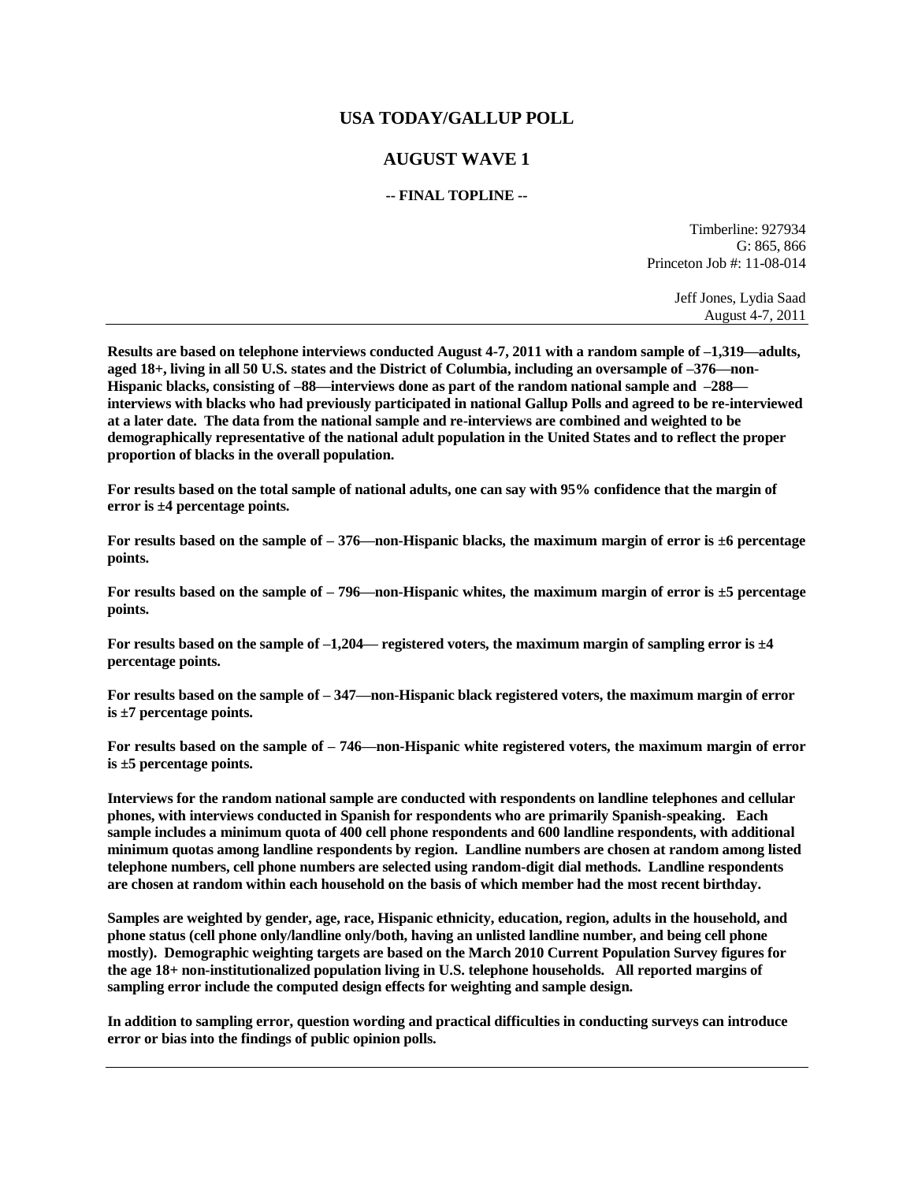# USA TODAY/GALLUP POLL

## AUGUST WAVE 1

### -- FINAL TOPLINE --

Timberline: 927934
G: 865, 866
Princeton Job #: 11-08-014

Jeff Jones, Lydia Saad
August 4-7, 2011

---

**Results are based on telephone interviews conducted August 4-7, 2011 with a random sample of –1,319—adults, aged 18+, living in all 50 U.S. states and the District of Columbia, including an oversample of –376—non-Hispanic blacks, consisting of –88—interviews done as part of the random national sample and –288—interviews with blacks who had previously participated in national Gallup Polls and agreed to be re-interviewed at a later date. The data from the national sample and re-interviews are combined and weighted to be demographically representative of the national adult population in the United States and to reflect the proper proportion of blacks in the overall population.**

**For results based on the total sample of national adults, one can say with 95% confidence that the margin of error is ±4 percentage points.**

**For results based on the sample of – 376—non-Hispanic blacks, the maximum margin of error is ±6 percentage points.**

**For results based on the sample of – 796—non-Hispanic whites, the maximum margin of error is ±5 percentage points.**

**For results based on the sample of –1,204— registered voters, the maximum margin of sampling error is ±4 percentage points.**

**For results based on the sample of – 347—non-Hispanic black registered voters, the maximum margin of error is ±7 percentage points.**

**For results based on the sample of – 746—non-Hispanic white registered voters, the maximum margin of error is ±5 percentage points.**

**Interviews for the random national sample are conducted with respondents on landline telephones and cellular phones, with interviews conducted in Spanish for respondents who are primarily Spanish-speaking. Each sample includes a minimum quota of 400 cell phone respondents and 600 landline respondents, with additional minimum quotas among landline respondents by region. Landline numbers are chosen at random among listed telephone numbers, cell phone numbers are selected using random-digit dial methods. Landline respondents are chosen at random within each household on the basis of which member had the most recent birthday.**

**Samples are weighted by gender, age, race, Hispanic ethnicity, education, region, adults in the household, and phone status (cell phone only/landline only/both, having an unlisted landline number, and being cell phone mostly). Demographic weighting targets are based on the March 2010 Current Population Survey figures for the age 18+ non-institutionalized population living in U.S. telephone households. All reported margins of sampling error include the computed design effects for weighting and sample design.**

**In addition to sampling error, question wording and practical difficulties in conducting surveys can introduce error or bias into the findings of public opinion polls.**

---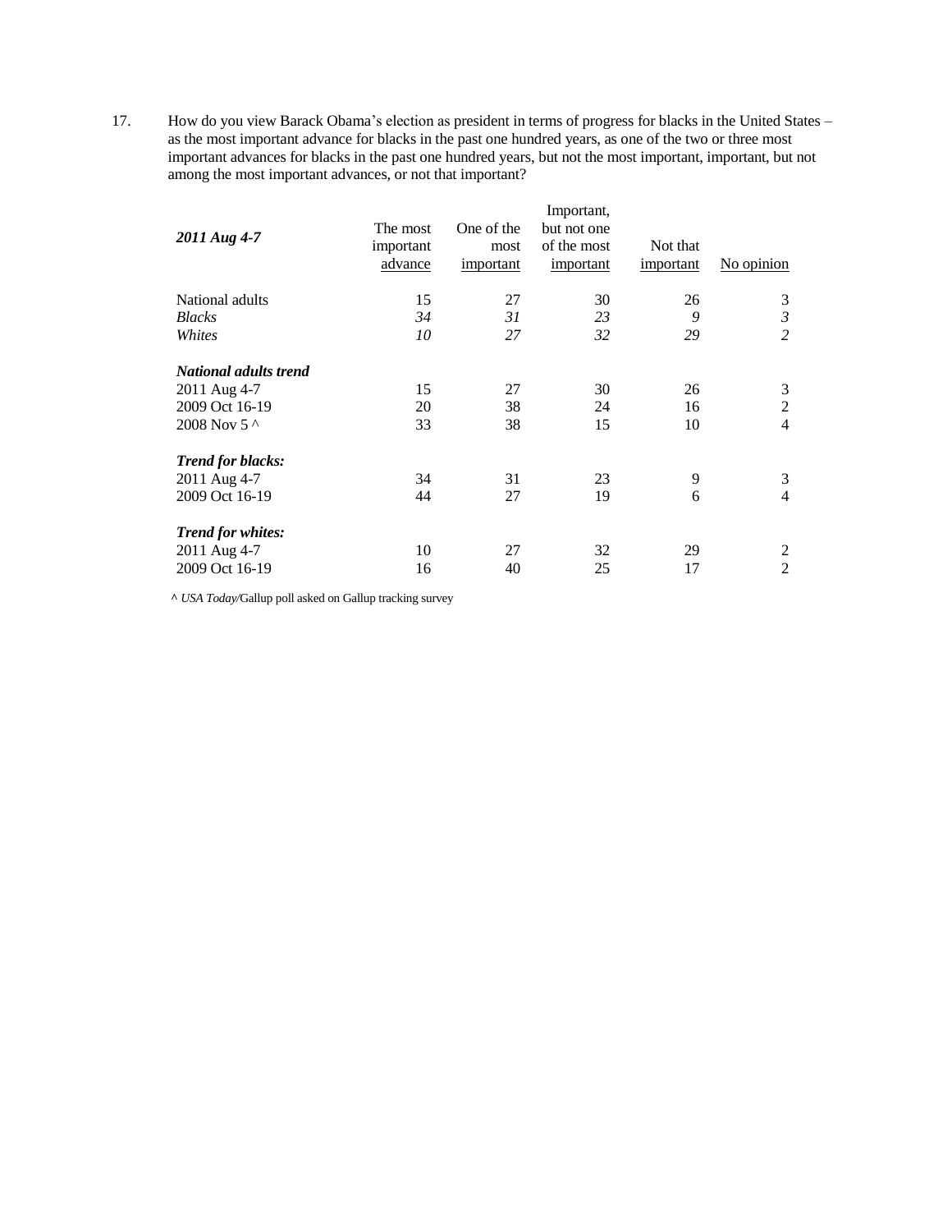17. How do you view Barack Obama's election as president in terms of progress for blacks in the United States – as the most important advance for blacks in the past one hundred years, as one of the two or three most important advances for blacks in the past one hundred years, but not the most important, important, but not among the most important advances, or not that important?

| ***2011 Aug 4-7*** | The most important advance | One of the most important | Important, but not one of the most important | Not that important | No opinion |
|---|---|---|---|---|---|
| National adults | 15 | 27 | 30 | 26 | 3 |
| *Blacks* | *34* | *31* | *23* | *9* | *3* |
| *Whites* | *10* | *27* | *32* | *29* | *2* |
| ***National adults trend*** | | | | | |
| 2011 Aug 4-7 | 15 | 27 | 30 | 26 | 3 |
| 2009 Oct 16-19 | 20 | 38 | 24 | 16 | 2 |
| 2008 Nov 5 ^ | 33 | 38 | 15 | 10 | 4 |
| ***Trend for blacks:*** | | | | | |
| 2011 Aug 4-7 | 34 | 31 | 23 | 9 | 3 |
| 2009 Oct 16-19 | 44 | 27 | 19 | 6 | 4 |
| ***Trend for whites:*** | | | | | |
| 2011 Aug 4-7 | 10 | 27 | 32 | 29 | 2 |
| 2009 Oct 16-19 | 16 | 40 | 25 | 17 | 2 |

^ *USA Today*/Gallup poll asked on Gallup tracking survey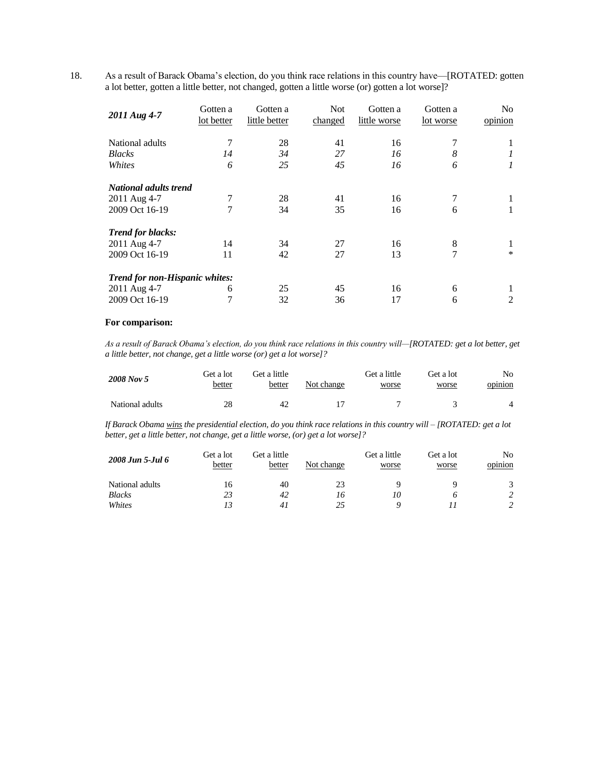18. As a result of Barack Obama's election, do you think race relations in this country have—[ROTATED: gotten a lot better, gotten a little better, not changed, gotten a little worse (or) gotten a lot worse]?

| ***2011 Aug 4-7*** | Gotten a lot better | Gotten a little better | Not changed | Gotten a little worse | Gotten a lot worse | No opinion |
|---|---|---|---|---|---|---|
| National adults | 7 | 28 | 41 | 16 | 7 | 1 |
| *Blacks* | *14* | *34* | *27* | *16* | *8* | *1* |
| *Whites* | *6* | *25* | *45* | *16* | *6* | *1* |
| ***National adults trend*** | | | | | | |
| 2011 Aug 4-7 | 7 | 28 | 41 | 16 | 7 | 1 |
| 2009 Oct 16-19 | 7 | 34 | 35 | 16 | 6 | 1 |
| ***Trend for blacks:*** | | | | | | |
| 2011 Aug 4-7 | 14 | 34 | 27 | 16 | 8 | 1 |
| 2009 Oct 16-19 | 11 | 42 | 27 | 13 | 7 | * |
| ***Trend for non-Hispanic whites:*** | | | | | | |
| 2011 Aug 4-7 | 6 | 25 | 45 | 16 | 6 | 1 |
| 2009 Oct 16-19 | 7 | 32 | 36 | 17 | 6 | 2 |

**For comparison:**

*As a result of Barack Obama's election, do you think race relations in this country will—[ROTATED: get a lot better, get a little better, not change, get a little worse (or) get a lot worse]?*

| ***2008 Nov 5*** | Get a lot better | Get a little better | Not change | Get a little worse | Get a lot worse | No opinion |
|---|---|---|---|---|---|---|
| National adults | 28 | 42 | 17 | 7 | 3 | 4 |

*If Barack Obama wins the presidential election, do you think race relations in this country will – [ROTATED: get a lot better, get a little better, not change, get a little worse, (or) get a lot worse]?*

| ***2008 Jun 5-Jul 6*** | Get a lot better | Get a little better | Not change | Get a little worse | Get a lot worse | No opinion |
|---|---|---|---|---|---|---|
| National adults | 16 | 40 | 23 | 9 | 9 | 3 |
| *Blacks* | *23* | *42* | *16* | *10* | *6* | *2* |
| *Whites* | *13* | *41* | *25* | *9* | *11* | *2* |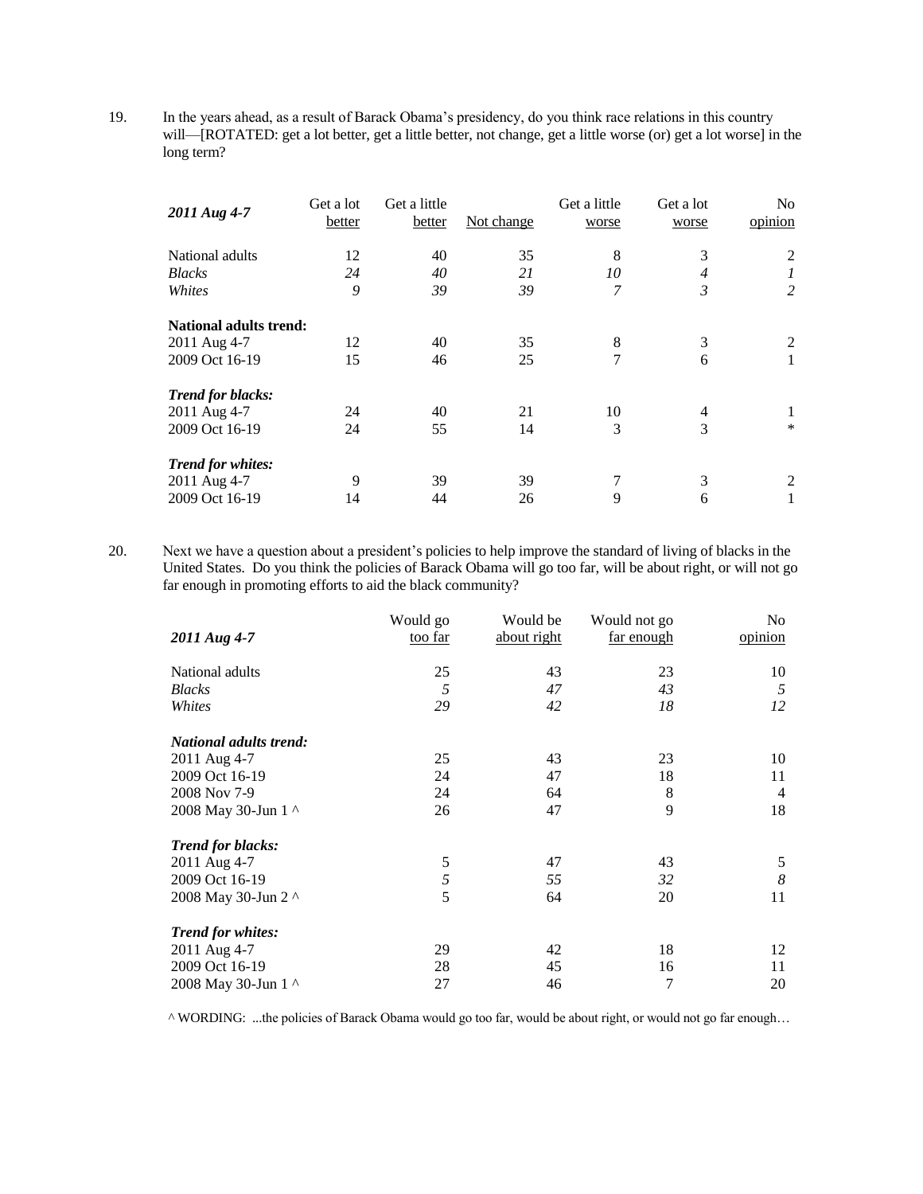19. In the years ahead, as a result of Barack Obama's presidency, do you think race relations in this country will—[ROTATED: get a lot better, get a little better, not change, get a little worse (or) get a lot worse] in the long term?

| ***2011 Aug 4-7*** | Get a lot better | Get a little better | Not change | Get a little worse | Get a lot worse | No opinion |
|---|---|---|---|---|---|---|
| National adults | 12 | 40 | 35 | 8 | 3 | 2 |
| *Blacks* | *24* | *40* | *21* | *10* | *4* | *1* |
| *Whites* | *9* | *39* | *39* | *7* | *3* | *2* |
| **National adults trend:** | | | | | | |
| 2011 Aug 4-7 | 12 | 40 | 35 | 8 | 3 | 2 |
| 2009 Oct 16-19 | 15 | 46 | 25 | 7 | 6 | 1 |
| ***Trend for blacks:*** | | | | | | |
| 2011 Aug 4-7 | 24 | 40 | 21 | 10 | 4 | 1 |
| 2009 Oct 16-19 | 24 | 55 | 14 | 3 | 3 | * |
| ***Trend for whites:*** | | | | | | |
| 2011 Aug 4-7 | 9 | 39 | 39 | 7 | 3 | 2 |
| 2009 Oct 16-19 | 14 | 44 | 26 | 9 | 6 | 1 |

20. Next we have a question about a president's policies to help improve the standard of living of blacks in the United States. Do you think the policies of Barack Obama will go too far, will be about right, or will not go far enough in promoting efforts to aid the black community?

| ***2011 Aug 4-7*** | Would go too far | Would be about right | Would not go far enough | No opinion |
|---|---|---|---|---|
| National adults | 25 | 43 | 23 | 10 |
| *Blacks* | *5* | *47* | *43* | *5* |
| *Whites* | *29* | *42* | *18* | *12* |
| ***National adults trend:*** | | | | |
| 2011 Aug 4-7 | 25 | 43 | 23 | 10 |
| 2009 Oct 16-19 | 24 | 47 | 18 | 11 |
| 2008 Nov 7-9 | 24 | 64 | 8 | 4 |
| 2008 May 30-Jun 1 ^ | 26 | 47 | 9 | 18 |
| ***Trend for blacks:*** | | | | |
| 2011 Aug 4-7 | 5 | 47 | 43 | 5 |
| 2009 Oct 16-19 | *5* | *55* | *32* | *8* |
| 2008 May 30-Jun 2 ^ | 5 | 64 | 20 | 11 |
| ***Trend for whites:*** | | | | |
| 2011 Aug 4-7 | 29 | 42 | 18 | 12 |
| 2009 Oct 16-19 | 28 | 45 | 16 | 11 |
| 2008 May 30-Jun 1 ^ | 27 | 46 | 7 | 20 |

^ WORDING: ...the policies of Barack Obama would go too far, would be about right, or would not go far enough…